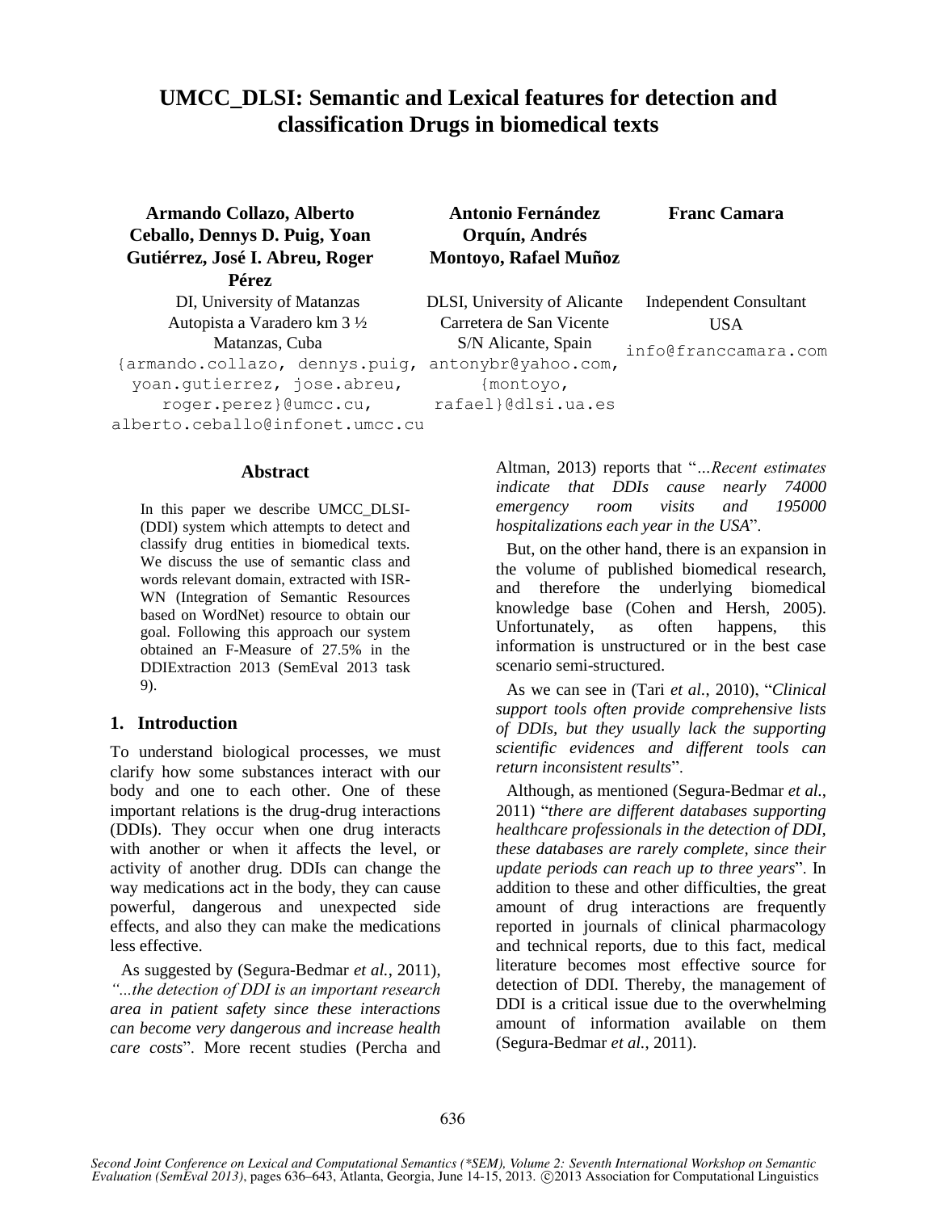# UMCC_DLSI: Semantic and Lexical features for detection and classification Drugs in biomedical texts

**Armando Collazo, Alberto Ceballo, Dennys D. Puig, Yoan Gutiérrez, José I. Abreu, Roger Pérez**
DI, University of Matanzas
Autopista a Varadero km 3 ½
Matanzas, Cuba
{armando.collazo, dennys.puig, yoan.gutierrez, jose.abreu, roger.perez}@umcc.cu,
alberto.ceballo@infonet.umcc.cu

**Antonio Fernández Orquín, Andrés Montoyo, Rafael Muñoz**
DLSI, University of Alicante
Carretera de San Vicente
S/N Alicante, Spain
antonybr@yahoo.com,
{montoyo, rafael}@dlsi.ua.es

**Franc Camara**
Independent Consultant
USA
info@franccamara.com

## Abstract

In this paper we describe UMCC_DLSI-(DDI) system which attempts to detect and classify drug entities in biomedical texts. We discuss the use of semantic class and words relevant domain, extracted with ISR-WN (Integration of Semantic Resources based on WordNet) resource to obtain our goal. Following this approach our system obtained an F-Measure of 27.5% in the DDIExtraction 2013 (SemEval 2013 task 9).

## 1. Introduction

To understand biological processes, we must clarify how some substances interact with our body and one to each other. One of these important relations is the drug-drug interactions (DDIs). They occur when one drug interacts with another or when it affects the level, or activity of another drug. DDIs can change the way medications act in the body, they can cause powerful, dangerous and unexpected side effects, and also they can make the medications less effective.

As suggested by (Segura-Bedmar *et al.*, 2011), *"...the detection of DDI is an important research area in patient safety since these interactions can become very dangerous and increase health care costs*". More recent studies (Percha and Altman, 2013) reports that "*...Recent estimates indicate that DDIs cause nearly 74000 emergency room visits and 195000 hospitalizations each year in the USA*".

But, on the other hand, there is an expansion in the volume of published biomedical research, and therefore the underlying biomedical knowledge base (Cohen and Hersh, 2005). Unfortunately, as often happens, this information is unstructured or in the best case scenario semi-structured.

As we can see in (Tari *et al.*, 2010), "*Clinical support tools often provide comprehensive lists of DDIs, but they usually lack the supporting scientific evidences and different tools can return inconsistent results*".

Although, as mentioned (Segura-Bedmar *et al.*, 2011) "*there are different databases supporting healthcare professionals in the detection of DDI, these databases are rarely complete, since their update periods can reach up to three years*". In addition to these and other difficulties, the great amount of drug interactions are frequently reported in journals of clinical pharmacology and technical reports, due to this fact, medical literature becomes most effective source for detection of DDI. Thereby, the management of DDI is a critical issue due to the overwhelming amount of information available on them (Segura-Bedmar *et al.*, 2011).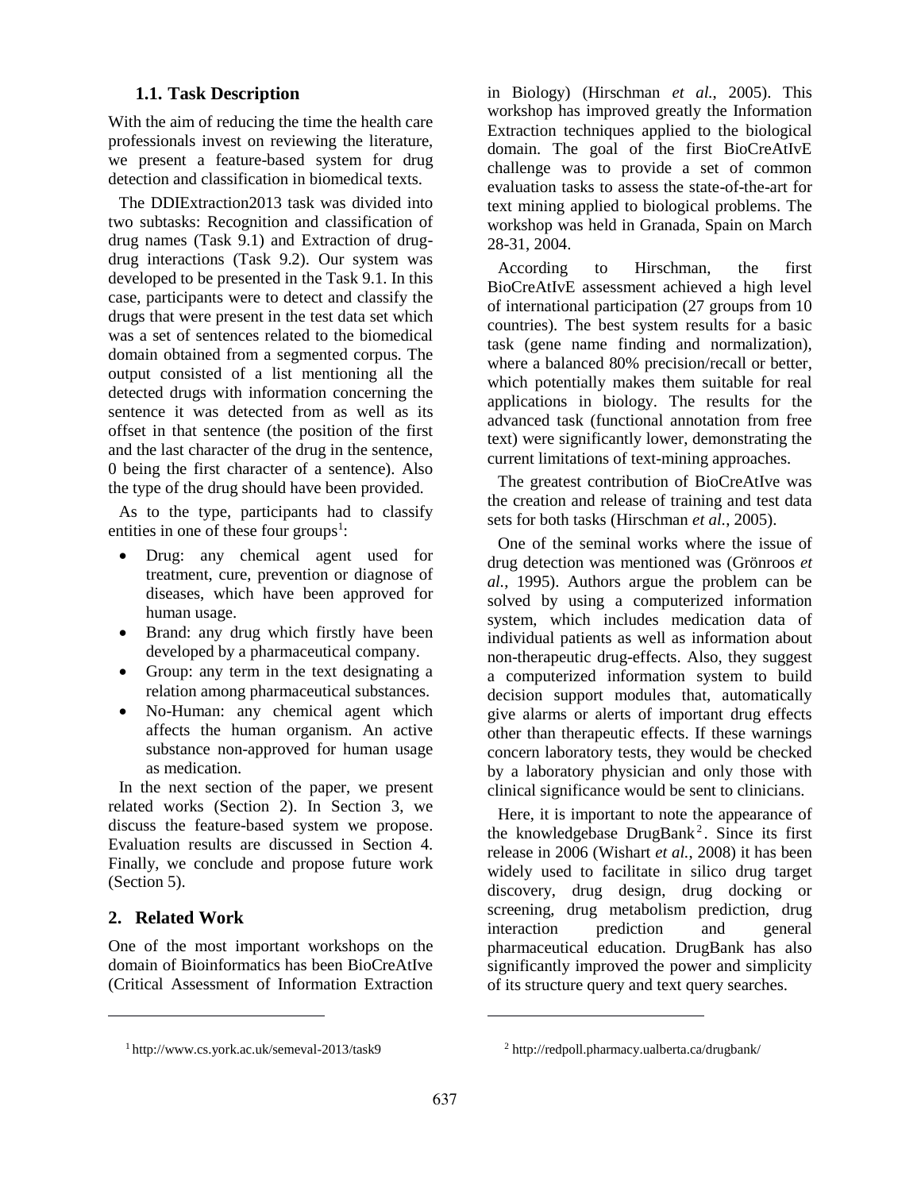### 1.1. Task Description

With the aim of reducing the time the health care professionals invest on reviewing the literature, we present a feature-based system for drug detection and classification in biomedical texts.

The DDIExtraction2013 task was divided into two subtasks: Recognition and classification of drug names (Task 9.1) and Extraction of drug-drug interactions (Task 9.2). Our system was developed to be presented in the Task 9.1. In this case, participants were to detect and classify the drugs that were present in the test data set which was a set of sentences related to the biomedical domain obtained from a segmented corpus. The output consisted of a list mentioning all the detected drugs with information concerning the sentence it was detected from as well as its offset in that sentence (the position of the first and the last character of the drug in the sentence, 0 being the first character of a sentence). Also the type of the drug should have been provided.

As to the type, participants had to classify entities in one of these four groups[1]:

- Drug: any chemical agent used for treatment, cure, prevention or diagnose of diseases, which have been approved for human usage.
- Brand: any drug which firstly have been developed by a pharmaceutical company.
- Group: any term in the text designating a relation among pharmaceutical substances.
- No-Human: any chemical agent which affects the human organism. An active substance non-approved for human usage as medication.

In the next section of the paper, we present related works (Section 2). In Section 3, we discuss the feature-based system we propose. Evaluation results are discussed in Section 4. Finally, we conclude and propose future work (Section 5).

## 2. Related Work

One of the most important workshops on the domain of Bioinformatics has been BioCreAtIve (Critical Assessment of Information Extraction in Biology) (Hirschman *et al.*, 2005). This workshop has improved greatly the Information Extraction techniques applied to the biological domain. The goal of the first BioCreAtIvE challenge was to provide a set of common evaluation tasks to assess the state-of-the-art for text mining applied to biological problems. The workshop was held in Granada, Spain on March 28-31, 2004.

According to Hirschman, the first BioCreAtIvE assessment achieved a high level of international participation (27 groups from 10 countries). The best system results for a basic task (gene name finding and normalization), where a balanced 80% precision/recall or better, which potentially makes them suitable for real applications in biology. The results for the advanced task (functional annotation from free text) were significantly lower, demonstrating the current limitations of text-mining approaches.

The greatest contribution of BioCreAtIve was the creation and release of training and test data sets for both tasks (Hirschman *et al.*, 2005).

One of the seminal works where the issue of drug detection was mentioned was (Grönroos *et al.*, 1995). Authors argue the problem can be solved by using a computerized information system, which includes medication data of individual patients as well as information about non-therapeutic drug-effects. Also, they suggest a computerized information system to build decision support modules that, automatically give alarms or alerts of important drug effects other than therapeutic effects. If these warnings concern laboratory tests, they would be checked by a laboratory physician and only those with clinical significance would be sent to clinicians.

Here, it is important to note the appearance of the knowledgebase DrugBank[2]. Since its first release in 2006 (Wishart *et al.*, 2008) it has been widely used to facilitate in silico drug target discovery, drug design, drug docking or screening, drug metabolism prediction, drug interaction prediction and general pharmaceutical education. DrugBank has also significantly improved the power and simplicity of its structure query and text query searches.

---

[1] http://www.cs.york.ac.uk/semeval-2013/task9

[2] http://redpoll.pharmacy.ualberta.ca/drugbank/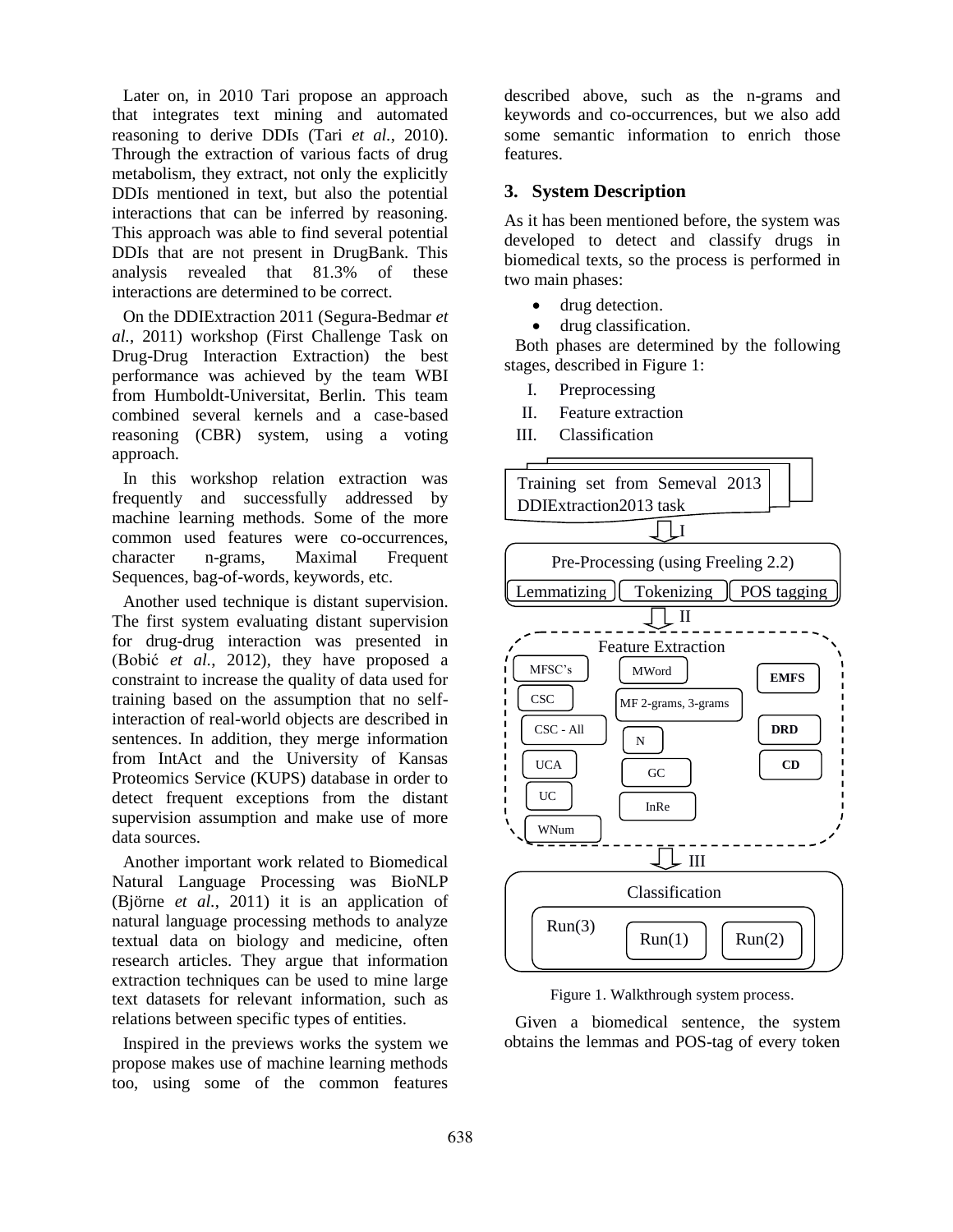Later on, in 2010 Tari propose an approach that integrates text mining and automated reasoning to derive DDIs (Tari *et al.*, 2010). Through the extraction of various facts of drug metabolism, they extract, not only the explicitly DDIs mentioned in text, but also the potential interactions that can be inferred by reasoning. This approach was able to find several potential DDIs that are not present in DrugBank. This analysis revealed that 81.3% of these interactions are determined to be correct.

On the DDIExtraction 2011 (Segura-Bedmar *et al.*, 2011) workshop (First Challenge Task on Drug-Drug Interaction Extraction) the best performance was achieved by the team WBI from Humboldt-Universitat, Berlin. This team combined several kernels and a case-based reasoning (CBR) system, using a voting approach.

In this workshop relation extraction was frequently and successfully addressed by machine learning methods. Some of the more common used features were co-occurrences, character n-grams, Maximal Frequent Sequences, bag-of-words, keywords, etc.

Another used technique is distant supervision. The first system evaluating distant supervision for drug-drug interaction was presented in (Bobić *et al.*, 2012), they have proposed a constraint to increase the quality of data used for training based on the assumption that no self-interaction of real-world objects are described in sentences. In addition, they merge information from IntAct and the University of Kansas Proteomics Service (KUPS) database in order to detect frequent exceptions from the distant supervision assumption and make use of more data sources.

Another important work related to Biomedical Natural Language Processing was BioNLP (Björne *et al.*, 2011) it is an application of natural language processing methods to analyze textual data on biology and medicine, often research articles. They argue that information extraction techniques can be used to mine large text datasets for relevant information, such as relations between specific types of entities.

Inspired in the previews works the system we propose makes use of machine learning methods too, using some of the common features described above, such as the n-grams and keywords and co-occurrences, but we also add some semantic information to enrich those features.

## 3. System Description

As it has been mentioned before, the system was developed to detect and classify drugs in biomedical texts, so the process is performed in two main phases:

- drug detection.
- drug classification.

Both phases are determined by the following stages, described in Figure 1:

I. Preprocessing
II. Feature extraction
III. Classification

Training set from Semeval 2013 DDIExtraction2013 task

I

Pre-Processing (using Freeling 2.2): Lemmatizing | Tokenizing | POS tagging

II

Feature Extraction: MFSC's, CSC, CSC - All, UCA, UC, WNum, MWord, MF 2-grams, 3-grams, N, GC, InRe, EMFS, DRD, CD

III

Classification: Run(3), Run(1), Run(2)

Figure 1. Walkthrough system process.

Given a biomedical sentence, the system obtains the lemmas and POS-tag of every token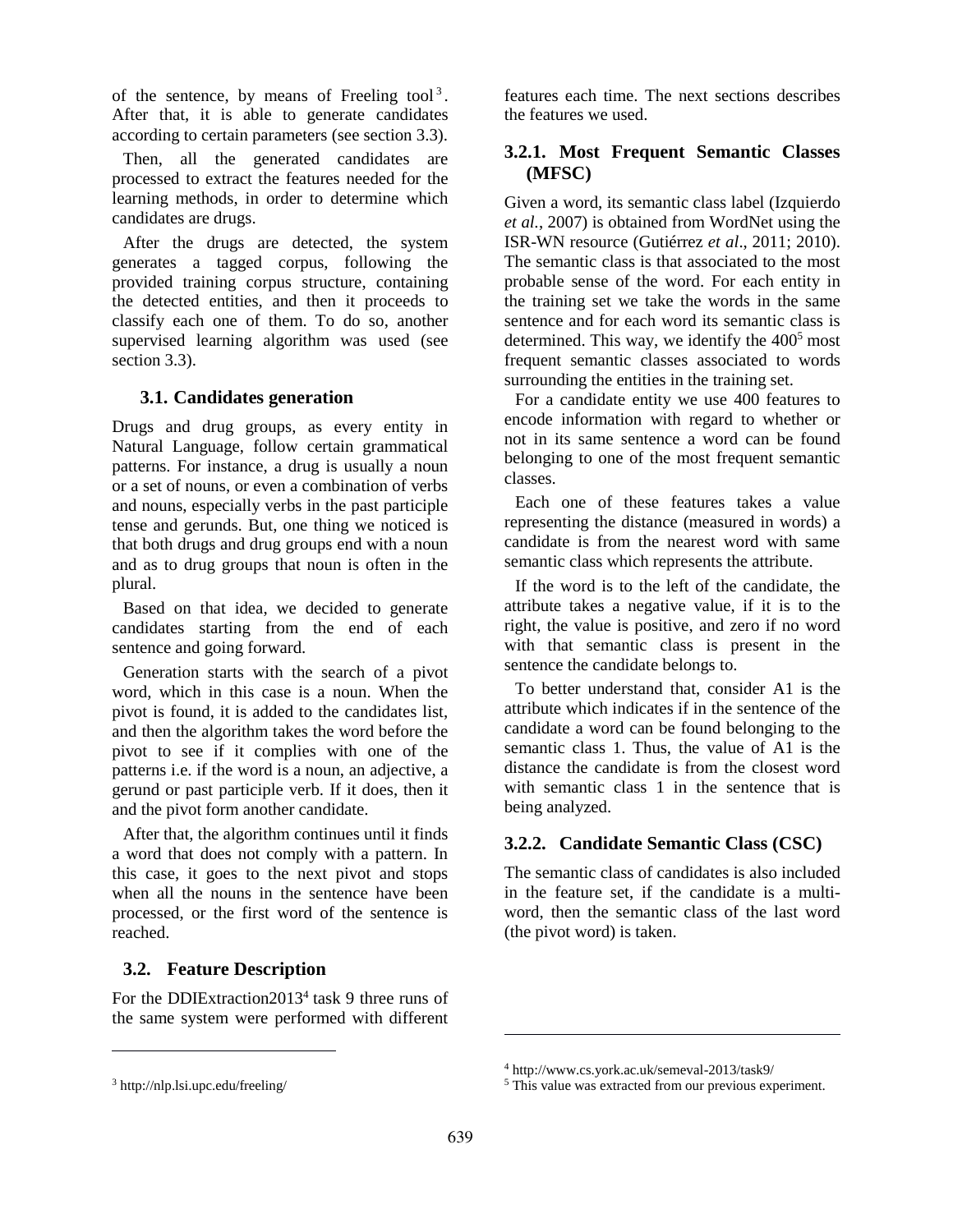of the sentence, by means of Freeling tool[3]. After that, it is able to generate candidates according to certain parameters (see section 3.3).

Then, all the generated candidates are processed to extract the features needed for the learning methods, in order to determine which candidates are drugs.

After the drugs are detected, the system generates a tagged corpus, following the provided training corpus structure, containing the detected entities, and then it proceeds to classify each one of them. To do so, another supervised learning algorithm was used (see section 3.3).

### 3.1. Candidates generation

Drugs and drug groups, as every entity in Natural Language, follow certain grammatical patterns. For instance, a drug is usually a noun or a set of nouns, or even a combination of verbs and nouns, especially verbs in the past participle tense and gerunds. But, one thing we noticed is that both drugs and drug groups end with a noun and as to drug groups that noun is often in the plural.

Based on that idea, we decided to generate candidates starting from the end of each sentence and going forward.

Generation starts with the search of a pivot word, which in this case is a noun. When the pivot is found, it is added to the candidates list, and then the algorithm takes the word before the pivot to see if it complies with one of the patterns i.e. if the word is a noun, an adjective, a gerund or past participle verb. If it does, then it and the pivot form another candidate.

After that, the algorithm continues until it finds a word that does not comply with a pattern. In this case, it goes to the next pivot and stops when all the nouns in the sentence have been processed, or the first word of the sentence is reached.

### 3.2. Feature Description

For the DDIExtraction2013[4] task 9 three runs of the same system were performed with different features each time. The next sections describes the features we used.

#### 3.2.1. Most Frequent Semantic Classes (MFSC)

Given a word, its semantic class label (Izquierdo *et al.*, 2007) is obtained from WordNet using the ISR-WN resource (Gutiérrez *et al*., 2011; 2010). The semantic class is that associated to the most probable sense of the word. For each entity in the training set we take the words in the same sentence and for each word its semantic class is determined. This way, we identify the 400[5] most frequent semantic classes associated to words surrounding the entities in the training set.

For a candidate entity we use 400 features to encode information with regard to whether or not in its same sentence a word can be found belonging to one of the most frequent semantic classes.

Each one of these features takes a value representing the distance (measured in words) a candidate is from the nearest word with same semantic class which represents the attribute.

If the word is to the left of the candidate, the attribute takes a negative value, if it is to the right, the value is positive, and zero if no word with that semantic class is present in the sentence the candidate belongs to.

To better understand that, consider A1 is the attribute which indicates if in the sentence of the candidate a word can be found belonging to the semantic class 1. Thus, the value of A1 is the distance the candidate is from the closest word with semantic class 1 in the sentence that is being analyzed.

#### 3.2.2. Candidate Semantic Class (CSC)

The semantic class of candidates is also included in the feature set, if the candidate is a multi-word, then the semantic class of the last word (the pivot word) is taken.

---

[3] http://nlp.lsi.upc.edu/freeling/

[4] http://www.cs.york.ac.uk/semeval-2013/task9/

[5] This value was extracted from our previous experiment.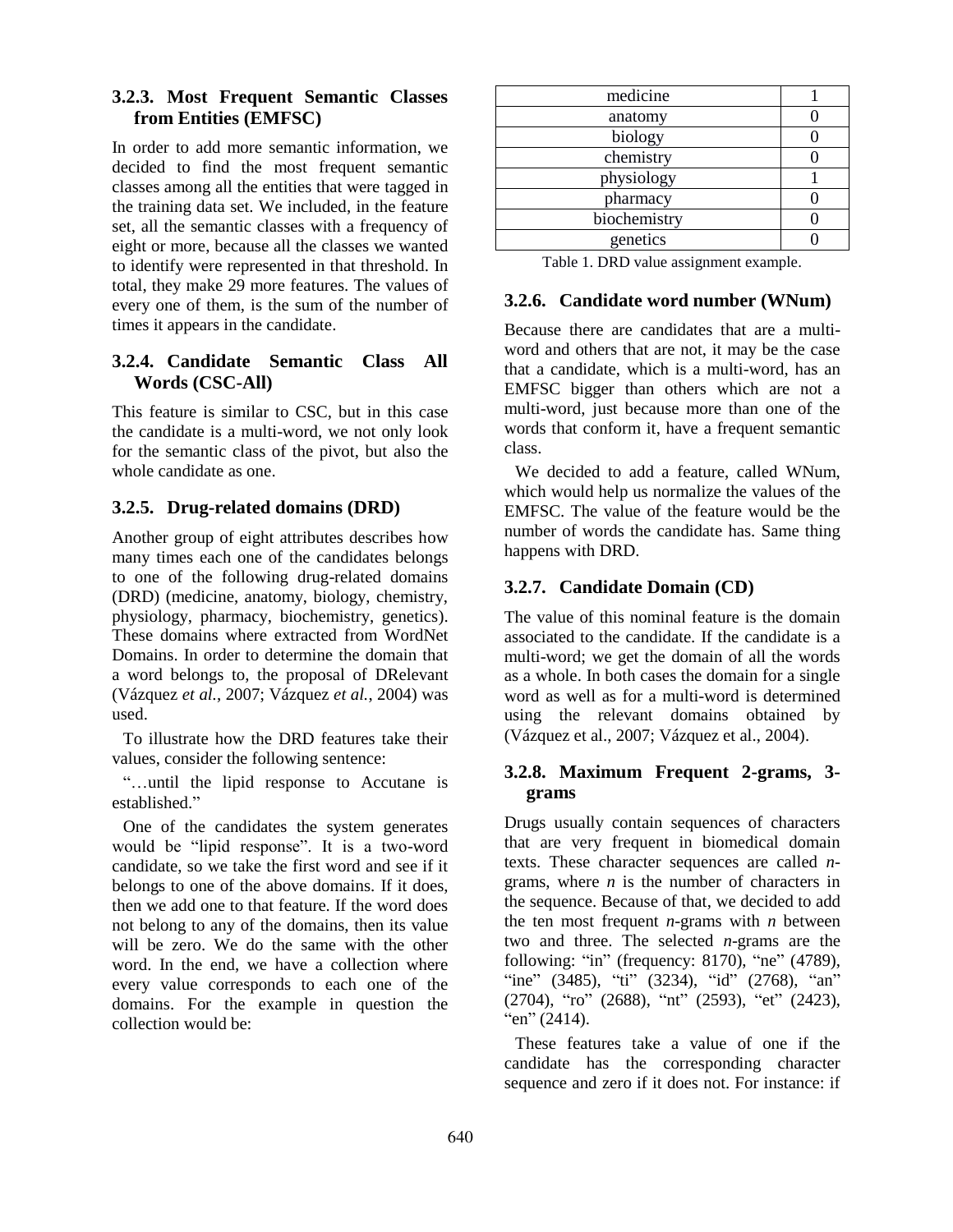### 3.2.3. Most Frequent Semantic Classes from Entities (EMFSC)

In order to add more semantic information, we decided to find the most frequent semantic classes among all the entities that were tagged in the training data set. We included, in the feature set, all the semantic classes with a frequency of eight or more, because all the classes we wanted to identify were represented in that threshold. In total, they make 29 more features. The values of every one of them, is the sum of the number of times it appears in the candidate.

### 3.2.4. Candidate Semantic Class All Words (CSC-All)

This feature is similar to CSC, but in this case the candidate is a multi-word, we not only look for the semantic class of the pivot, but also the whole candidate as one.

### 3.2.5. Drug-related domains (DRD)

Another group of eight attributes describes how many times each one of the candidates belongs to one of the following drug-related domains (DRD) (medicine, anatomy, biology, chemistry, physiology, pharmacy, biochemistry, genetics). These domains where extracted from WordNet Domains. In order to determine the domain that a word belongs to, the proposal of DRelevant (Vázquez *et al.*, 2007; Vázquez *et al.*, 2004) was used.

To illustrate how the DRD features take their values, consider the following sentence:

"…until the lipid response to Accutane is established."

One of the candidates the system generates would be "lipid response". It is a two-word candidate, so we take the first word and see if it belongs to one of the above domains. If it does, then we add one to that feature. If the word does not belong to any of the domains, then its value will be zero. We do the same with the other word. In the end, we have a collection where every value corresponds to each one of the domains. For the example in question the collection would be:

| | |
|---|---|
| medicine | 1 |
| anatomy | 0 |
| biology | 0 |
| chemistry | 0 |
| physiology | 1 |
| pharmacy | 0 |
| biochemistry | 0 |
| genetics | 0 |

Table 1. DRD value assignment example.

### 3.2.6. Candidate word number (WNum)

Because there are candidates that are a multi-word and others that are not, it may be the case that a candidate, which is a multi-word, has an EMFSC bigger than others which are not a multi-word, just because more than one of the words that conform it, have a frequent semantic class.

We decided to add a feature, called WNum, which would help us normalize the values of the EMFSC. The value of the feature would be the number of words the candidate has. Same thing happens with DRD.

### 3.2.7. Candidate Domain (CD)

The value of this nominal feature is the domain associated to the candidate. If the candidate is a multi-word; we get the domain of all the words as a whole. In both cases the domain for a single word as well as for a multi-word is determined using the relevant domains obtained by (Vázquez et al., 2007; Vázquez et al., 2004).

### 3.2.8. Maximum Frequent 2-grams, 3-grams

Drugs usually contain sequences of characters that are very frequent in biomedical domain texts. These character sequences are called *n*-grams, where *n* is the number of characters in the sequence. Because of that, we decided to add the ten most frequent *n*-grams with *n* between two and three. The selected *n*-grams are the following: "in" (frequency: 8170), "ne" (4789), "ine" (3485), "ti" (3234), "id" (2768), "an" (2704), "ro" (2688), "nt" (2593), "et" (2423), "en" (2414).

These features take a value of one if the candidate has the corresponding character sequence and zero if it does not. For instance: if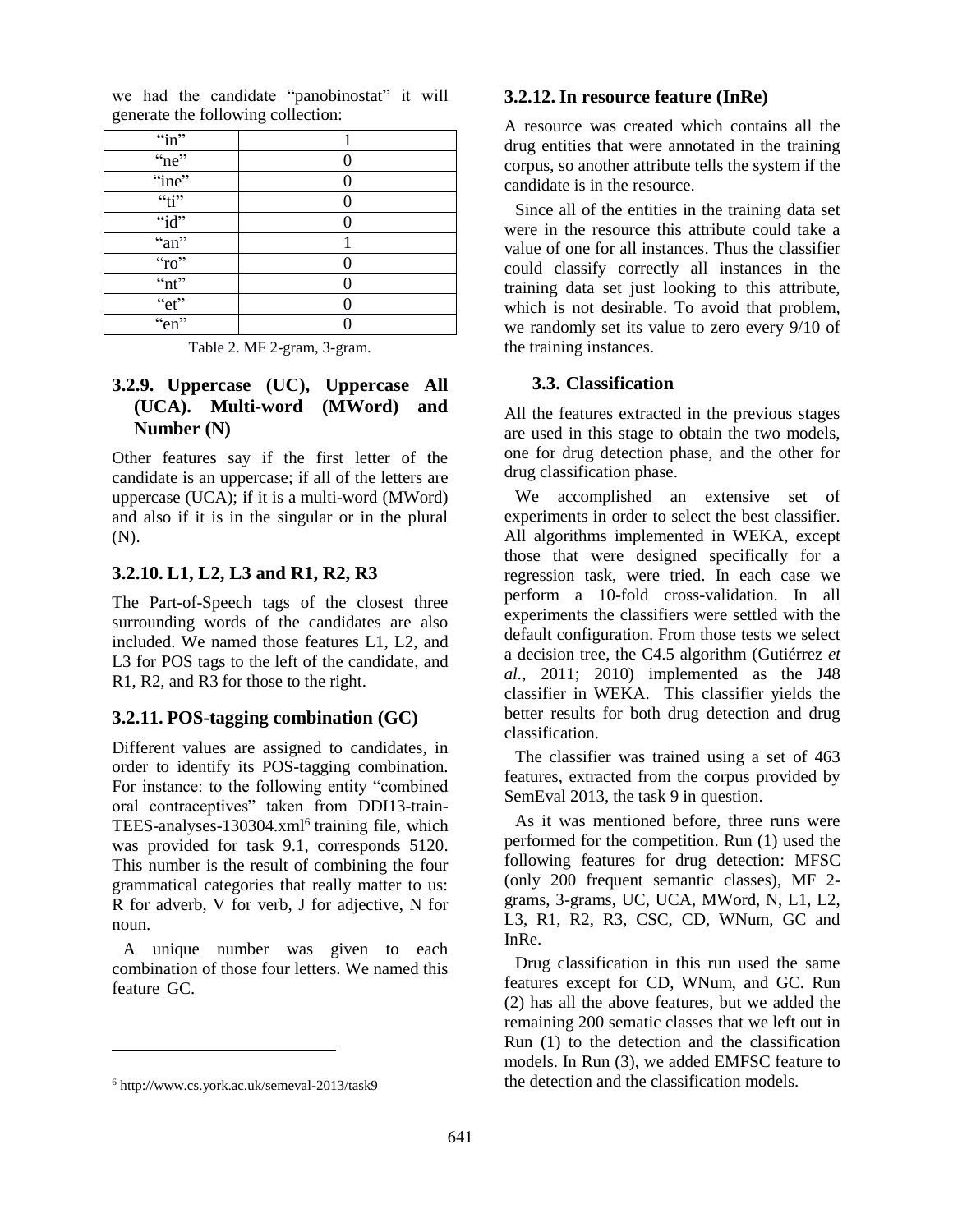we had the candidate "panobinostat" it will generate the following collection:

| | |
|---|---|
| "in" | 1 |
| "ne" | 0 |
| "ine" | 0 |
| "ti" | 0 |
| "id" | 0 |
| "an" | 1 |
| "ro" | 0 |
| "nt" | 0 |
| "et" | 0 |
| "en" | 0 |

Table 2. MF 2-gram, 3-gram.

### 3.2.9. Uppercase (UC), Uppercase All (UCA). Multi-word (MWord) and Number (N)

Other features say if the first letter of the candidate is an uppercase; if all of the letters are uppercase (UCA); if it is a multi-word (MWord) and also if it is in the singular or in the plural (N).

### 3.2.10. L1, L2, L3 and R1, R2, R3

The Part-of-Speech tags of the closest three surrounding words of the candidates are also included. We named those features L1, L2, and L3 for POS tags to the left of the candidate, and R1, R2, and R3 for those to the right.

### 3.2.11. POS-tagging combination (GC)

Different values are assigned to candidates, in order to identify its POS-tagging combination. For instance: to the following entity "combined oral contraceptives" taken from DDI13-train-TEES-analyses-130304.xml[6] training file, which was provided for task 9.1, corresponds 5120. This number is the result of combining the four grammatical categories that really matter to us: R for adverb, V for verb, J for adjective, N for noun.

A unique number was given to each combination of those four letters. We named this feature GC.

[6] http://www.cs.york.ac.uk/semeval-2013/task9

### 3.2.12. In resource feature (InRe)

A resource was created which contains all the drug entities that were annotated in the training corpus, so another attribute tells the system if the candidate is in the resource.

Since all of the entities in the training data set were in the resource this attribute could take a value of one for all instances. Thus the classifier could classify correctly all instances in the training data set just looking to this attribute, which is not desirable. To avoid that problem, we randomly set its value to zero every 9/10 of the training instances.

## 3.3. Classification

All the features extracted in the previous stages are used in this stage to obtain the two models, one for drug detection phase, and the other for drug classification phase.

We accomplished an extensive set of experiments in order to select the best classifier. All algorithms implemented in WEKA, except those that were designed specifically for a regression task, were tried. In each case we perform a 10-fold cross-validation. In all experiments the classifiers were settled with the default configuration. From those tests we select a decision tree, the C4.5 algorithm (Gutiérrez *et al.*, 2011; 2010) implemented as the J48 classifier in WEKA. This classifier yields the better results for both drug detection and drug classification.

The classifier was trained using a set of 463 features, extracted from the corpus provided by SemEval 2013, the task 9 in question.

As it was mentioned before, three runs were performed for the competition. Run (1) used the following features for drug detection: MFSC (only 200 frequent semantic classes), MF 2-grams, 3-grams, UC, UCA, MWord, N, L1, L2, L3, R1, R2, R3, CSC, CD, WNum, GC and InRe.

Drug classification in this run used the same features except for CD, WNum, and GC. Run (2) has all the above features, but we added the remaining 200 sematic classes that we left out in Run (1) to the detection and the classification models. In Run (3), we added EMFSC feature to the detection and the classification models.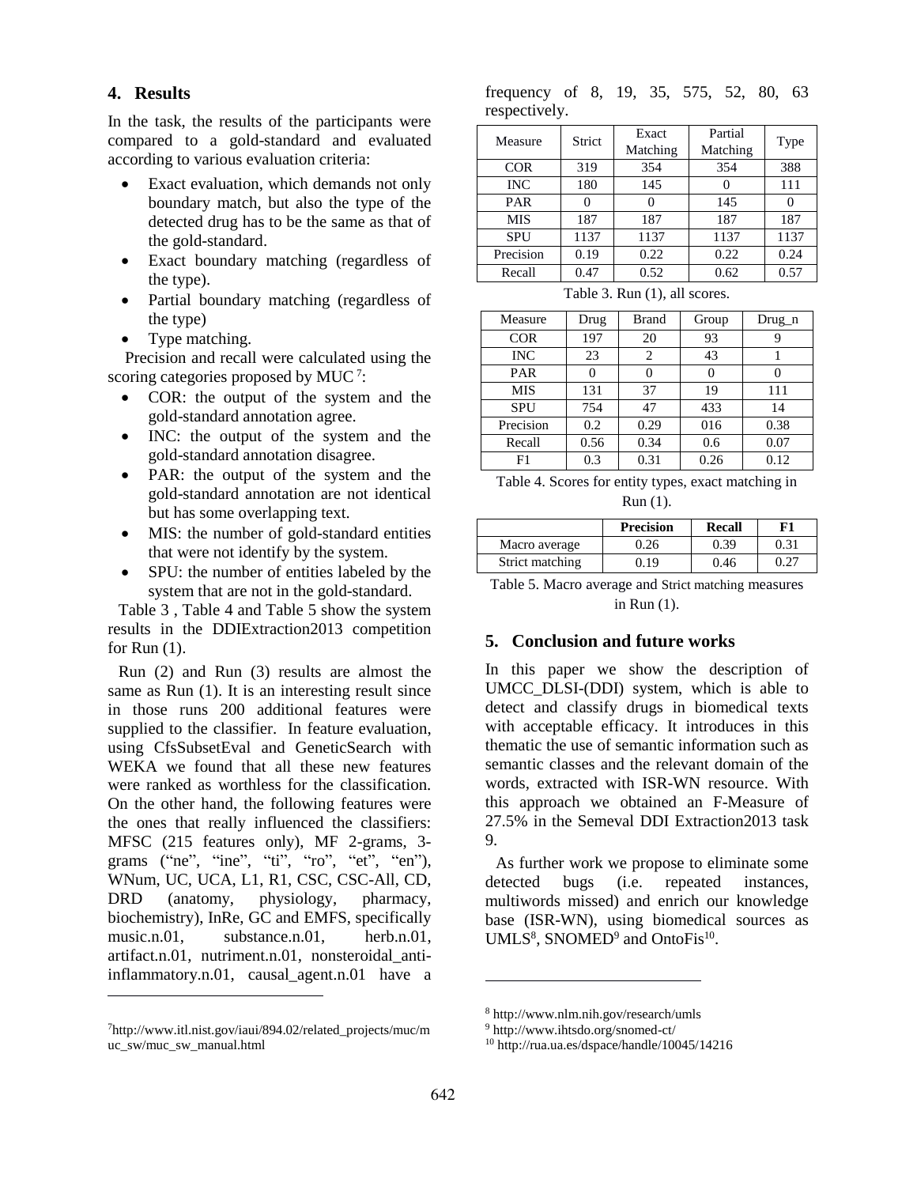## 4. Results

In the task, the results of the participants were compared to a gold-standard and evaluated according to various evaluation criteria:

- Exact evaluation, which demands not only boundary match, but also the type of the detected drug has to be the same as that of the gold-standard.
- Exact boundary matching (regardless of the type).
- Partial boundary matching (regardless of the type)
- Type matching.

Precision and recall were calculated using the scoring categories proposed by MUC [7]:

- COR: the output of the system and the gold-standard annotation agree.
- INC: the output of the system and the gold-standard annotation disagree.
- PAR: the output of the system and the gold-standard annotation are not identical but has some overlapping text.
- MIS: the number of gold-standard entities that were not identify by the system.
- SPU: the number of entities labeled by the system that are not in the gold-standard.

Table 3 , Table 4 and Table 5 show the system results in the DDIExtraction2013 competition for Run (1).

Run (2) and Run (3) results are almost the same as Run (1). It is an interesting result since in those runs 200 additional features were supplied to the classifier. In feature evaluation, using CfsSubsetEval and GeneticSearch with WEKA we found that all these new features were ranked as worthless for the classification. On the other hand, the following features were the ones that really influenced the classifiers: MFSC (215 features only), MF 2-grams, 3-grams ("ne", "ine", "ti", "ro", "et", "en"), WNum, UC, UCA, L1, R1, CSC, CSC-All, CD, DRD (anatomy, physiology, pharmacy, biochemistry), InRe, GC and EMFS, specifically music.n.01, substance.n.01, herb.n.01, artifact.n.01, nutriment.n.01, nonsteroidal_anti-inflammatory.n.01, causal_agent.n.01 have a frequency of 8, 19, 35, 575, 52, 80, 63 respectively.

| Measure | Strict | Exact Matching | Partial Matching | Type |
|---|---|---|---|---|
| COR | 319 | 354 | 354 | 388 |
| INC | 180 | 145 | 0 | 111 |
| PAR | 0 | 0 | 145 | 0 |
| MIS | 187 | 187 | 187 | 187 |
| SPU | 1137 | 1137 | 1137 | 1137 |
| Precision | 0.19 | 0.22 | 0.22 | 0.24 |
| Recall | 0.47 | 0.52 | 0.62 | 0.57 |

Table 3. Run (1), all scores.

| Measure | Drug | Brand | Group | Drug_n |
|---|---|---|---|---|
| COR | 197 | 20 | 93 | 9 |
| INC | 23 | 2 | 43 | 1 |
| PAR | 0 | 0 | 0 | 0 |
| MIS | 131 | 37 | 19 | 111 |
| SPU | 754 | 47 | 433 | 14 |
| Precision | 0.2 | 0.29 | 016 | 0.38 |
| Recall | 0.56 | 0.34 | 0.6 | 0.07 |
| F1 | 0.3 | 0.31 | 0.26 | 0.12 |

Table 4. Scores for entity types, exact matching in Run (1).

| | **Precision** | **Recall** | **F1** |
|---|---|---|---|
| Macro average | 0.26 | 0.39 | 0.31 |
| Strict matching | 0.19 | 0.46 | 0.27 |

Table 5. Macro average and Strict matching measures in Run (1).

## 5. Conclusion and future works

In this paper we show the description of UMCC_DLSI-(DDI) system, which is able to detect and classify drugs in biomedical texts with acceptable efficacy. It introduces in this thematic the use of semantic information such as semantic classes and the relevant domain of the words, extracted with ISR-WN resource. With this approach we obtained an F-Measure of 27.5% in the Semeval DDI Extraction2013 task 9.

As further work we propose to eliminate some detected bugs (i.e. repeated instances, multiwords missed) and enrich our knowledge base (ISR-WN), using biomedical sources as UMLS[8], SNOMED[9] and OntoFis[10].

[7] http://www.itl.nist.gov/iaui/894.02/related_projects/muc/muc_sw/muc_sw_manual.html

[8] http://www.nlm.nih.gov/research/umls

[9] http://www.ihtsdo.org/snomed-ct/

[10] http://rua.ua.es/dspace/handle/10045/14216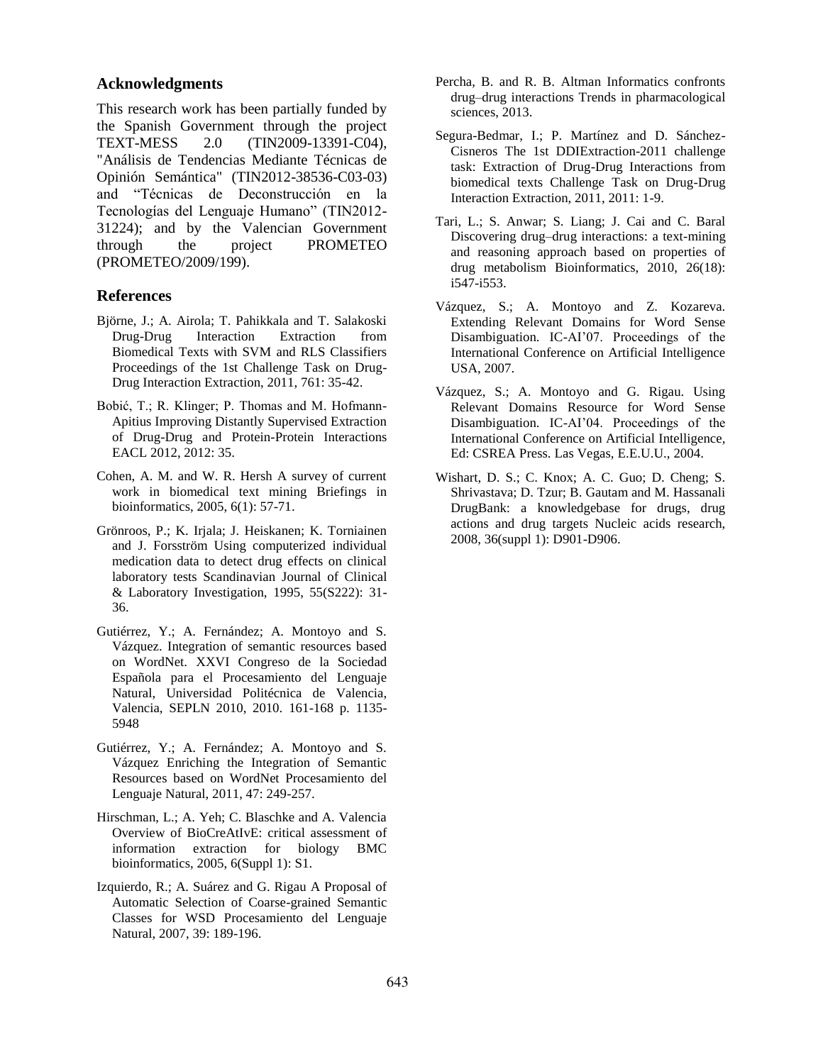## Acknowledgments

This research work has been partially funded by the Spanish Government through the project TEXT-MESS 2.0 (TIN2009-13391-C04), "Análisis de Tendencias Mediante Técnicas de Opinión Semántica" (TIN2012-38536-C03-03) and "Técnicas de Deconstrucción en la Tecnologías del Lenguaje Humano" (TIN2012-31224); and by the Valencian Government through the project PROMETEO (PROMETEO/2009/199).

## References

Björne, J.; A. Airola; T. Pahikkala and T. Salakoski Drug-Drug Interaction Extraction from Biomedical Texts with SVM and RLS Classifiers Proceedings of the 1st Challenge Task on Drug-Drug Interaction Extraction, 2011, 761: 35-42.

Bobić, T.; R. Klinger; P. Thomas and M. Hofmann-Apitius Improving Distantly Supervised Extraction of Drug-Drug and Protein-Protein Interactions EACL 2012, 2012: 35.

Cohen, A. M. and W. R. Hersh A survey of current work in biomedical text mining Briefings in bioinformatics, 2005, 6(1): 57-71.

Grönroos, P.; K. Irjala; J. Heiskanen; K. Torniainen and J. Forsström Using computerized individual medication data to detect drug effects on clinical laboratory tests Scandinavian Journal of Clinical & Laboratory Investigation, 1995, 55(S222): 31-36.

Gutiérrez, Y.; A. Fernández; A. Montoyo and S. Vázquez. Integration of semantic resources based on WordNet. XXVI Congreso de la Sociedad Española para el Procesamiento del Lenguaje Natural, Universidad Politécnica de Valencia, Valencia, SEPLN 2010, 2010. 161-168 p. 1135-5948

Gutiérrez, Y.; A. Fernández; A. Montoyo and S. Vázquez Enriching the Integration of Semantic Resources based on WordNet Procesamiento del Lenguaje Natural, 2011, 47: 249-257.

Hirschman, L.; A. Yeh; C. Blaschke and A. Valencia Overview of BioCreAtIvE: critical assessment of information extraction for biology BMC bioinformatics, 2005, 6(Suppl 1): S1.

Izquierdo, R.; A. Suárez and G. Rigau A Proposal of Automatic Selection of Coarse-grained Semantic Classes for WSD Procesamiento del Lenguaje Natural, 2007, 39: 189-196.

Percha, B. and R. B. Altman Informatics confronts drug–drug interactions Trends in pharmacological sciences, 2013.

Segura-Bedmar, I.; P. Martínez and D. Sánchez-Cisneros The 1st DDIExtraction-2011 challenge task: Extraction of Drug-Drug Interactions from biomedical texts Challenge Task on Drug-Drug Interaction Extraction, 2011, 2011: 1-9.

Tari, L.; S. Anwar; S. Liang; J. Cai and C. Baral Discovering drug–drug interactions: a text-mining and reasoning approach based on properties of drug metabolism Bioinformatics, 2010, 26(18): i547-i553.

Vázquez, S.; A. Montoyo and Z. Kozareva. Extending Relevant Domains for Word Sense Disambiguation. IC-AI'07. Proceedings of the International Conference on Artificial Intelligence USA, 2007.

Vázquez, S.; A. Montoyo and G. Rigau. Using Relevant Domains Resource for Word Sense Disambiguation. IC-AI'04. Proceedings of the International Conference on Artificial Intelligence, Ed: CSREA Press. Las Vegas, E.E.U.U., 2004.

Wishart, D. S.; C. Knox; A. C. Guo; D. Cheng; S. Shrivastava; D. Tzur; B. Gautam and M. Hassanali DrugBank: a knowledgebase for drugs, drug actions and drug targets Nucleic acids research, 2008, 36(suppl 1): D901-D906.